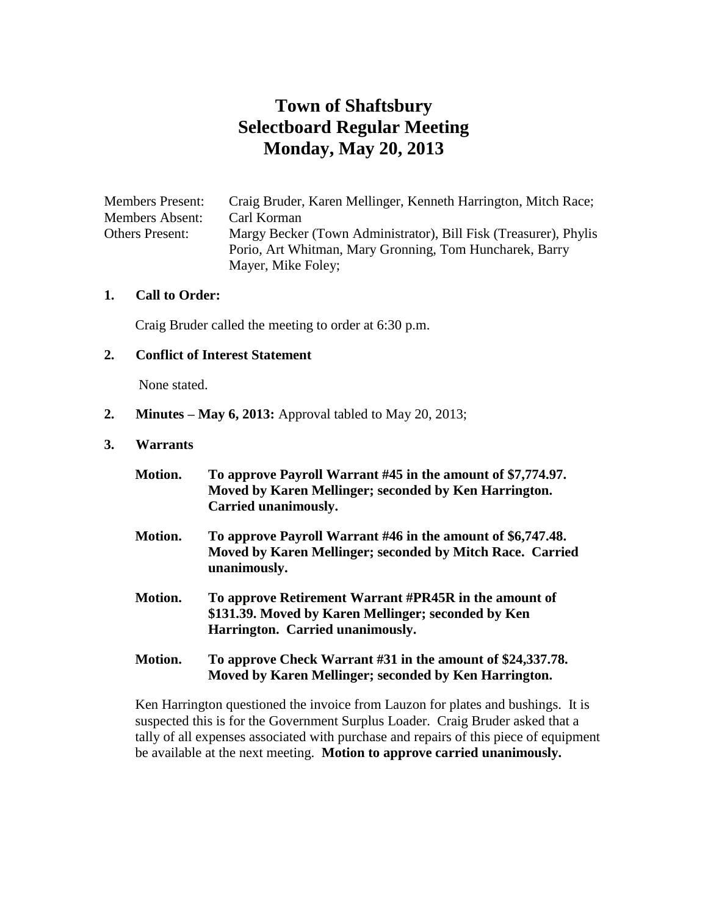# Town of Shaftsbury
# Selectboard Regular Meeting
# Monday, May 20, 2013

Members Present: Craig Bruder, Karen Mellinger, Kenneth Harrington, Mitch Race;
Members Absent: Carl Korman
Others Present: Margy Becker (Town Administrator), Bill Fisk (Treasurer), Phylis Porio, Art Whitman, Mary Gronning, Tom Huncharek, Barry Mayer, Mike Foley;

**1. Call to Order:**

Craig Bruder called the meeting to order at 6:30 p.m.

**2. Conflict of Interest Statement**

None stated.

**2. Minutes – May 6, 2013:** Approval tabled to May 20, 2013;

**3. Warrants**

**Motion. To approve Payroll Warrant #45 in the amount of $7,774.97. Moved by Karen Mellinger; seconded by Ken Harrington. Carried unanimously.**

**Motion. To approve Payroll Warrant #46 in the amount of $6,747.48. Moved by Karen Mellinger; seconded by Mitch Race. Carried unanimously.**

**Motion. To approve Retirement Warrant #PR45R in the amount of $131.39. Moved by Karen Mellinger; seconded by Ken Harrington. Carried unanimously.**

**Motion. To approve Check Warrant #31 in the amount of $24,337.78. Moved by Karen Mellinger; seconded by Ken Harrington.**

Ken Harrington questioned the invoice from Lauzon for plates and bushings. It is suspected this is for the Government Surplus Loader. Craig Bruder asked that a tally of all expenses associated with purchase and repairs of this piece of equipment be available at the next meeting. **Motion to approve carried unanimously.**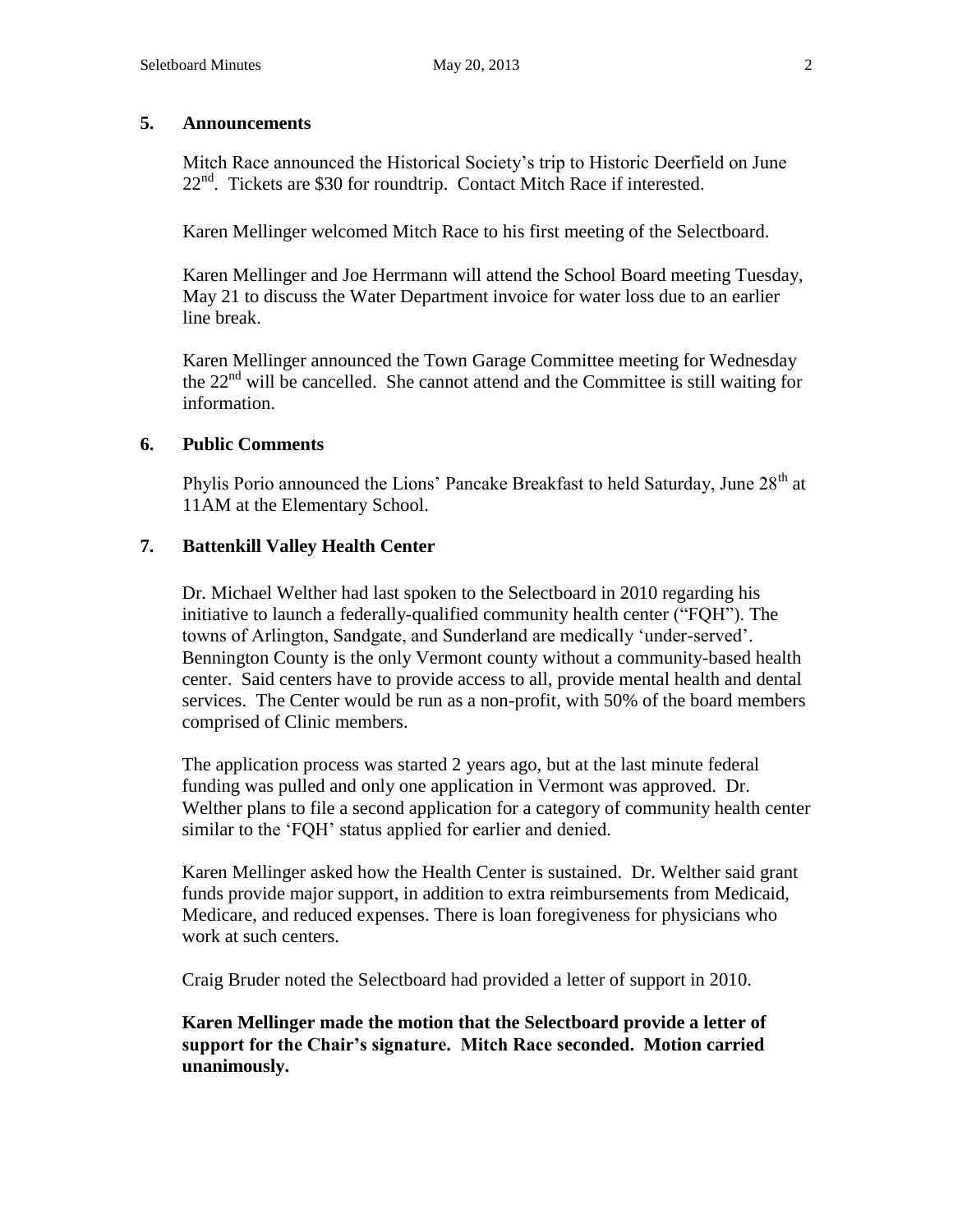## 5. Announcements

Mitch Race announced the Historical Society's trip to Historic Deerfield on June 22nd. Tickets are $30 for roundtrip. Contact Mitch Race if interested.

Karen Mellinger welcomed Mitch Race to his first meeting of the Selectboard.

Karen Mellinger and Joe Herrmann will attend the School Board meeting Tuesday, May 21 to discuss the Water Department invoice for water loss due to an earlier line break.

Karen Mellinger announced the Town Garage Committee meeting for Wednesday the 22nd will be cancelled. She cannot attend and the Committee is still waiting for information.

## 6. Public Comments

Phylis Porio announced the Lions' Pancake Breakfast to held Saturday, June 28th at 11AM at the Elementary School.

## 7. Battenkill Valley Health Center

Dr. Michael Welther had last spoken to the Selectboard in 2010 regarding his initiative to launch a federally-qualified community health center ("FQH"). The towns of Arlington, Sandgate, and Sunderland are medically 'under-served'. Bennington County is the only Vermont county without a community-based health center. Said centers have to provide access to all, provide mental health and dental services. The Center would be run as a non-profit, with 50% of the board members comprised of Clinic members.

The application process was started 2 years ago, but at the last minute federal funding was pulled and only one application in Vermont was approved. Dr. Welther plans to file a second application for a category of community health center similar to the 'FQH' status applied for earlier and denied.

Karen Mellinger asked how the Health Center is sustained. Dr. Welther said grant funds provide major support, in addition to extra reimbursements from Medicaid, Medicare, and reduced expenses. There is loan foregiveness for physicians who work at such centers.

Craig Bruder noted the Selectboard had provided a letter of support in 2010.

**Karen Mellinger made the motion that the Selectboard provide a letter of support for the Chair's signature. Mitch Race seconded. Motion carried unanimously.**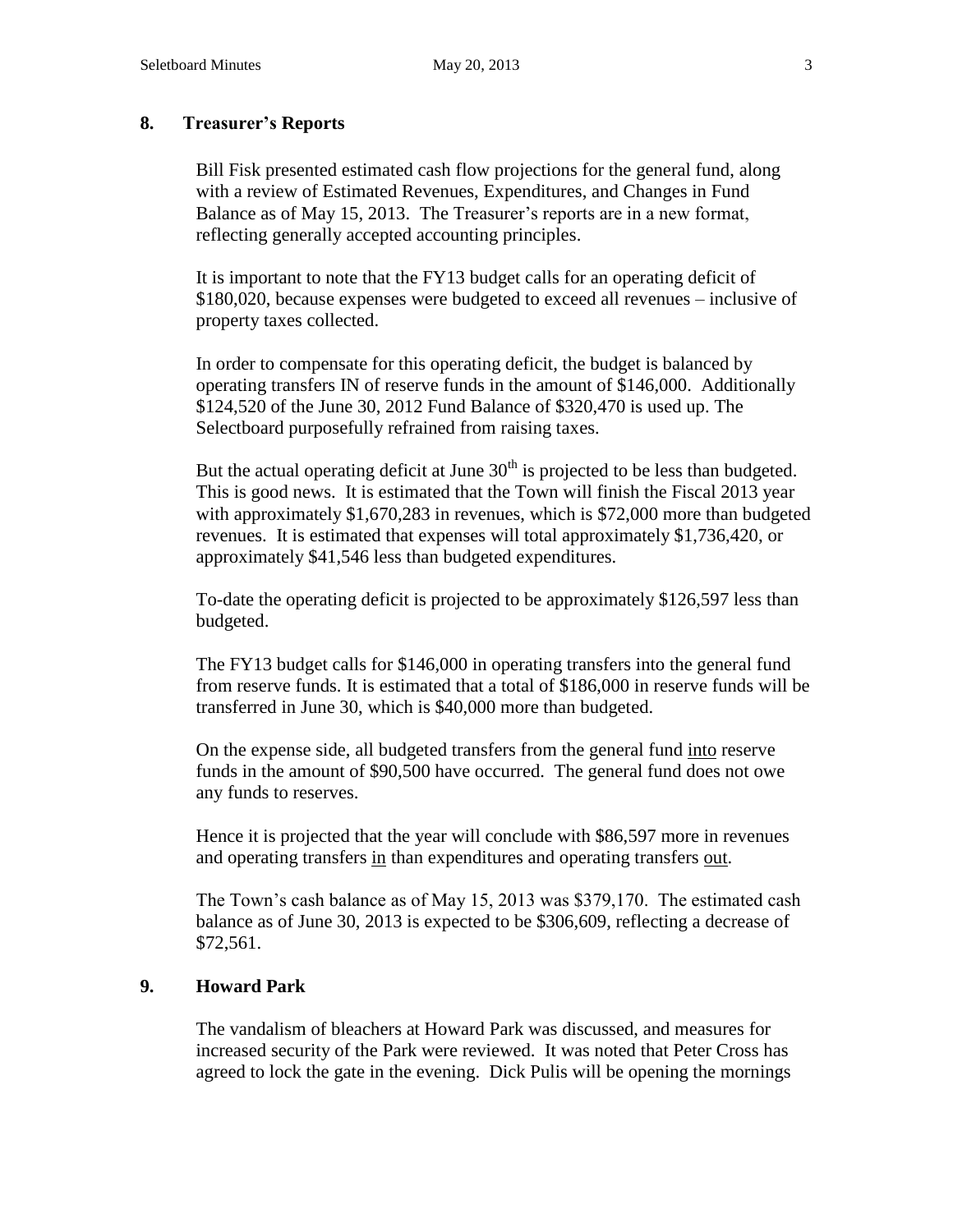## 8. Treasurer's Reports

Bill Fisk presented estimated cash flow projections for the general fund, along with a review of Estimated Revenues, Expenditures, and Changes in Fund Balance as of May 15, 2013. The Treasurer's reports are in a new format, reflecting generally accepted accounting principles.

It is important to note that the FY13 budget calls for an operating deficit of $180,020, because expenses were budgeted to exceed all revenues – inclusive of property taxes collected.

In order to compensate for this operating deficit, the budget is balanced by operating transfers IN of reserve funds in the amount of $146,000. Additionally $124,520 of the June 30, 2012 Fund Balance of $320,470 is used up. The Selectboard purposefully refrained from raising taxes.

But the actual operating deficit at June 30th is projected to be less than budgeted. This is good news. It is estimated that the Town will finish the Fiscal 2013 year with approximately $1,670,283 in revenues, which is $72,000 more than budgeted revenues. It is estimated that expenses will total approximately $1,736,420, or approximately $41,546 less than budgeted expenditures.

To-date the operating deficit is projected to be approximately $126,597 less than budgeted.

The FY13 budget calls for $146,000 in operating transfers into the general fund from reserve funds. It is estimated that a total of $186,000 in reserve funds will be transferred in June 30, which is $40,000 more than budgeted.

On the expense side, all budgeted transfers from the general fund <u>into</u> reserve funds in the amount of $90,500 have occurred. The general fund does not owe any funds to reserves.

Hence it is projected that the year will conclude with $86,597 more in revenues and operating transfers <u>in</u> than expenditures and operating transfers <u>out</u>.

The Town's cash balance as of May 15, 2013 was $379,170. The estimated cash balance as of June 30, 2013 is expected to be $306,609, reflecting a decrease of $72,561.

## 9. Howard Park

The vandalism of bleachers at Howard Park was discussed, and measures for increased security of the Park were reviewed. It was noted that Peter Cross has agreed to lock the gate in the evening. Dick Pulis will be opening the mornings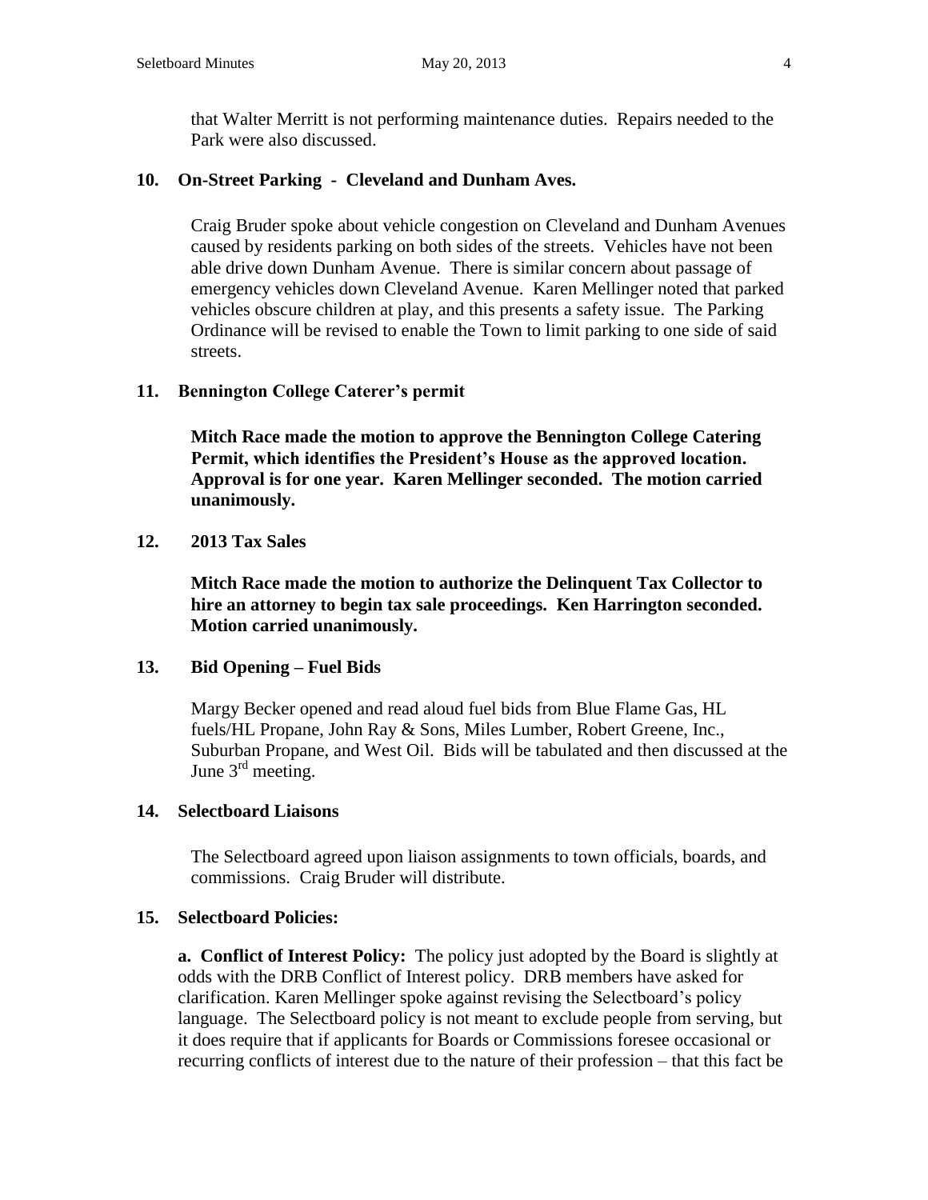that Walter Merritt is not performing maintenance duties. Repairs needed to the Park were also discussed.

**10. On-Street Parking - Cleveland and Dunham Aves.**

Craig Bruder spoke about vehicle congestion on Cleveland and Dunham Avenues caused by residents parking on both sides of the streets. Vehicles have not been able drive down Dunham Avenue. There is similar concern about passage of emergency vehicles down Cleveland Avenue. Karen Mellinger noted that parked vehicles obscure children at play, and this presents a safety issue. The Parking Ordinance will be revised to enable the Town to limit parking to one side of said streets.

**11. Bennington College Caterer's permit**

**Mitch Race made the motion to approve the Bennington College Catering Permit, which identifies the President's House as the approved location. Approval is for one year. Karen Mellinger seconded. The motion carried unanimously.**

**12. 2013 Tax Sales**

**Mitch Race made the motion to authorize the Delinquent Tax Collector to hire an attorney to begin tax sale proceedings. Ken Harrington seconded. Motion carried unanimously.**

**13. Bid Opening – Fuel Bids**

Margy Becker opened and read aloud fuel bids from Blue Flame Gas, HL fuels/HL Propane, John Ray & Sons, Miles Lumber, Robert Greene, Inc., Suburban Propane, and West Oil. Bids will be tabulated and then discussed at the June 3rd meeting.

**14. Selectboard Liaisons**

The Selectboard agreed upon liaison assignments to town officials, boards, and commissions. Craig Bruder will distribute.

**15. Selectboard Policies:**

**a. Conflict of Interest Policy:** The policy just adopted by the Board is slightly at odds with the DRB Conflict of Interest policy. DRB members have asked for clarification. Karen Mellinger spoke against revising the Selectboard's policy language. The Selectboard policy is not meant to exclude people from serving, but it does require that if applicants for Boards or Commissions foresee occasional or recurring conflicts of interest due to the nature of their profession – that this fact be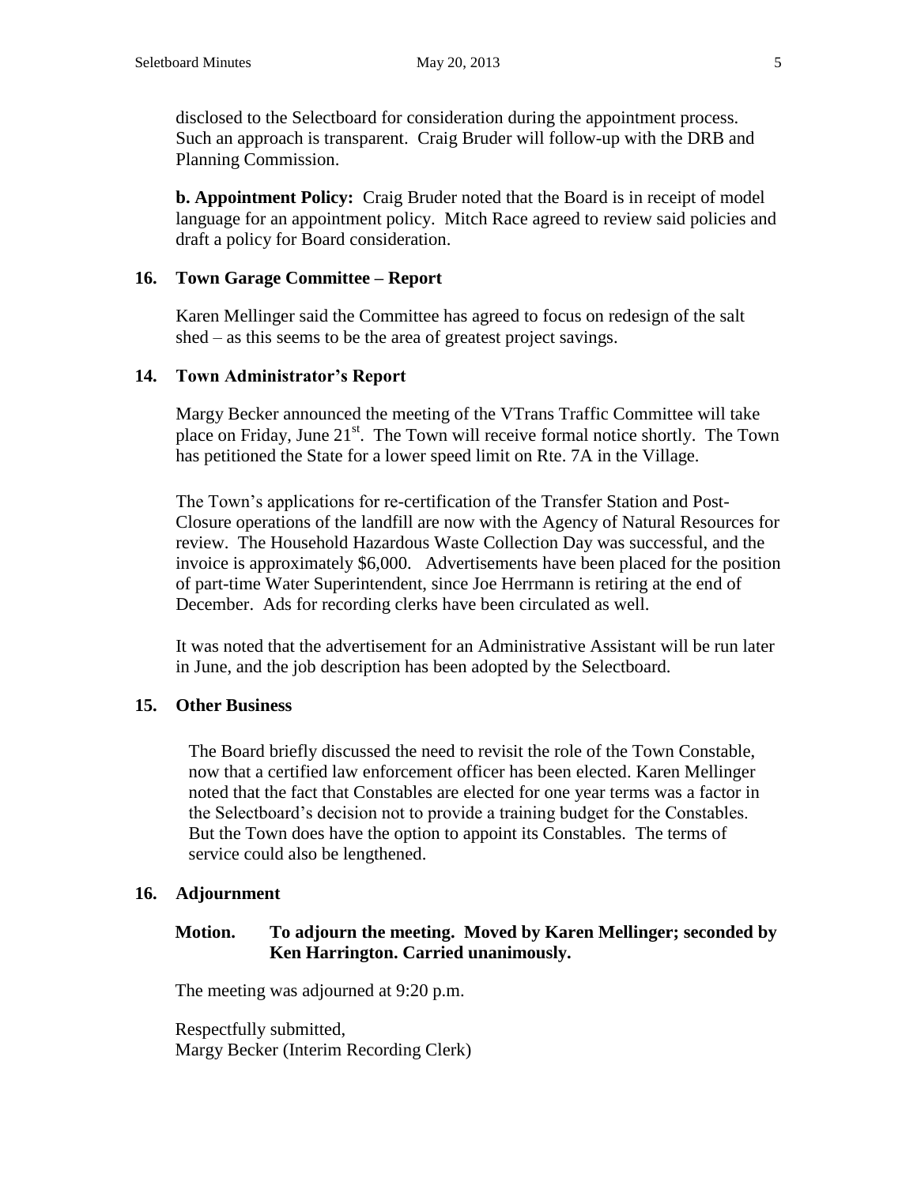disclosed to the Selectboard for consideration during the appointment process. Such an approach is transparent. Craig Bruder will follow-up with the DRB and Planning Commission.

**b. Appointment Policy:** Craig Bruder noted that the Board is in receipt of model language for an appointment policy. Mitch Race agreed to review said policies and draft a policy for Board consideration.

## 16. Town Garage Committee – Report

Karen Mellinger said the Committee has agreed to focus on redesign of the salt shed – as this seems to be the area of greatest project savings.

## 14. Town Administrator's Report

Margy Becker announced the meeting of the VTrans Traffic Committee will take place on Friday, June 21st. The Town will receive formal notice shortly. The Town has petitioned the State for a lower speed limit on Rte. 7A in the Village.

The Town's applications for re-certification of the Transfer Station and Post-Closure operations of the landfill are now with the Agency of Natural Resources for review. The Household Hazardous Waste Collection Day was successful, and the invoice is approximately $6,000. Advertisements have been placed for the position of part-time Water Superintendent, since Joe Herrmann is retiring at the end of December. Ads for recording clerks have been circulated as well.

It was noted that the advertisement for an Administrative Assistant will be run later in June, and the job description has been adopted by the Selectboard.

## 15. Other Business

The Board briefly discussed the need to revisit the role of the Town Constable, now that a certified law enforcement officer has been elected. Karen Mellinger noted that the fact that Constables are elected for one year terms was a factor in the Selectboard's decision not to provide a training budget for the Constables. But the Town does have the option to appoint its Constables. The terms of service could also be lengthened.

## 16. Adjournment

**Motion. To adjourn the meeting. Moved by Karen Mellinger; seconded by Ken Harrington. Carried unanimously.**

The meeting was adjourned at 9:20 p.m.

Respectfully submitted,
Margy Becker (Interim Recording Clerk)